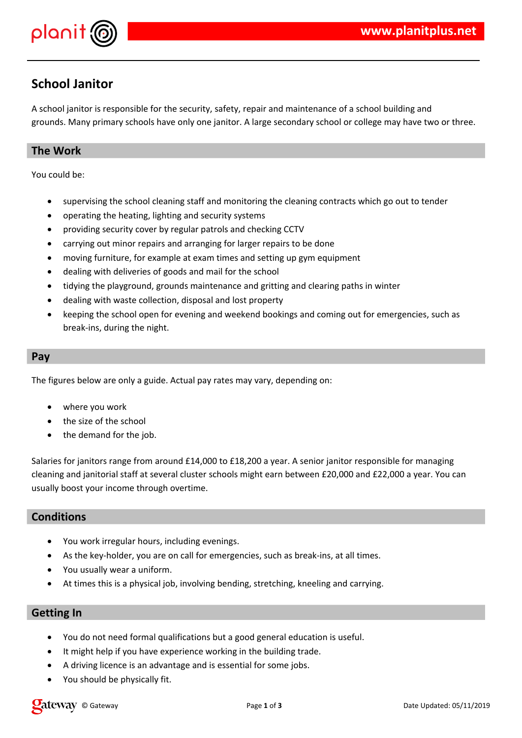# School Janitor

A school janitor is responsible for the security, safety, repair and maintenance of a school building and grounds. Many primary schools have only one janitor. A large secondary school or college may have two or three.

## The Work

You could be:

- supervising the school cleaning staff and monitoring the cleaning contracts which go out to tender
- operating the heating, lighting and security systems
- providing security cover by regular patrols and checking CCTV
- carrying out minor repairs and arranging for larger repairs to be done
- moving furniture, for example at exam times and setting up gym equipment
- dealing with deliveries of goods and mail for the school
- tidying the playground, grounds maintenance and gritting and clearing paths in winter
- dealing with waste collection, disposal and lost property
- keeping the school open for evening and weekend bookings and coming out for emergencies, such as break-ins, during the night.

## Pay

The figures below are only a guide. Actual pay rates may vary, depending on:

- where you work
- the size of the school
- the demand for the job.

Salaries for janitors range from around £14,000 to £18,200 a year. A senior janitor responsible for managing cleaning and janitorial staff at several cluster schools might earn between £20,000 and £22,000 a year. You can usually boost your income through overtime.

## Conditions

- You work irregular hours, including evenings.
- As the key-holder, you are on call for emergencies, such as break-ins, at all times.
- You usually wear a uniform.
- At times this is a physical job, involving bending, stretching, kneeling and carrying.

## Getting In

- You do not need formal qualifications but a good general education is useful.
- It might help if you have experience working in the building trade.
- A driving licence is an advantage and is essential for some jobs.
- You should be physically fit.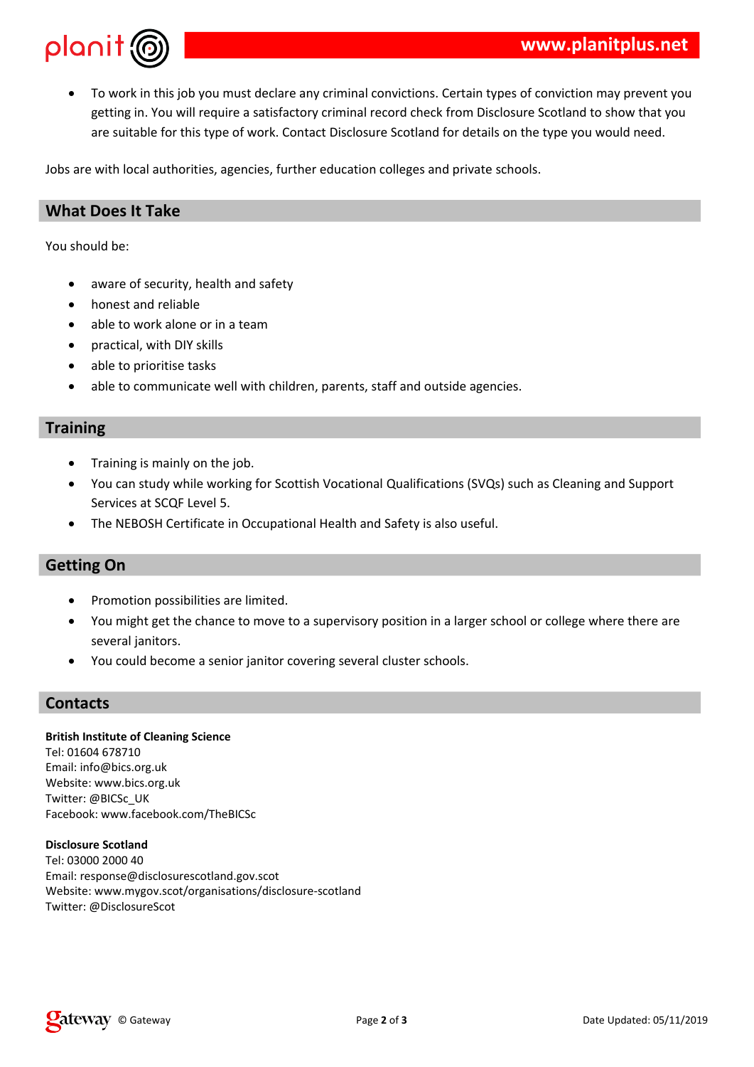- To work in this job you must declare any criminal convictions. Certain types of conviction may prevent you getting in. You will require a satisfactory criminal record check from Disclosure Scotland to show that you are suitable for this type of work. Contact Disclosure Scotland for details on the type you would need.

Jobs are with local authorities, agencies, further education colleges and private schools.

## What Does It Take

You should be:

- aware of security, health and safety
- honest and reliable
- able to work alone or in a team
- practical, with DIY skills
- able to prioritise tasks
- able to communicate well with children, parents, staff and outside agencies.

## Training

- Training is mainly on the job.
- You can study while working for Scottish Vocational Qualifications (SVQs) such as Cleaning and Support Services at SCQF Level 5.
- The NEBOSH Certificate in Occupational Health and Safety is also useful.

## Getting On

- Promotion possibilities are limited.
- You might get the chance to move to a supervisory position in a larger school or college where there are several janitors.
- You could become a senior janitor covering several cluster schools.

## Contacts

**British Institute of Cleaning Science**
Tel: 01604 678710
Email: info@bics.org.uk
Website: www.bics.org.uk
Twitter: @BICSc_UK
Facebook: www.facebook.com/TheBICSc

**Disclosure Scotland**
Tel: 03000 2000 40
Email: response@disclosurescotland.gov.scot
Website: www.mygov.scot/organisations/disclosure-scotland
Twitter: @DisclosureScot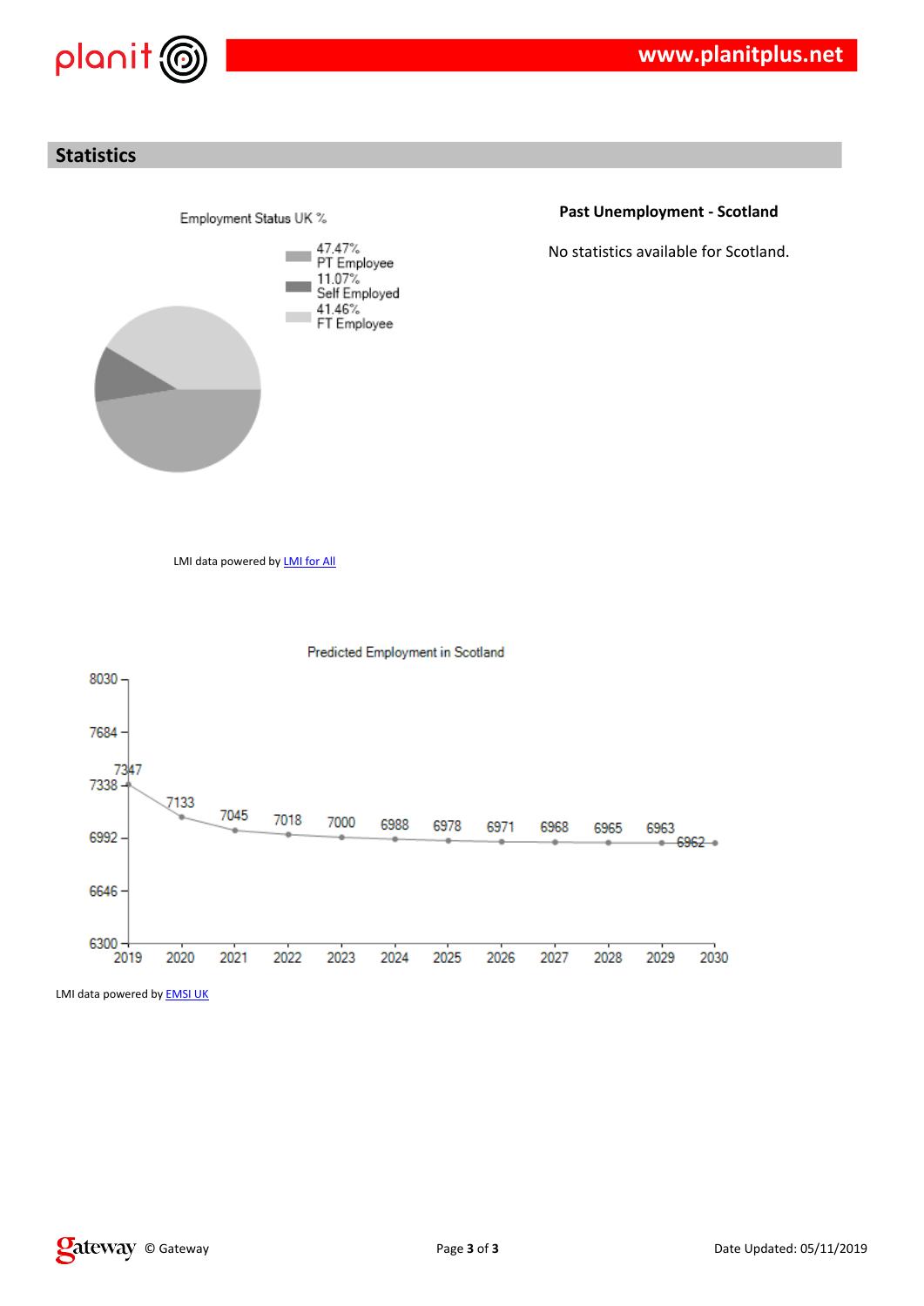## Statistics

Employment Status UK %

47.47%
PT Employee
11.07%
Self Employed
41.46%
FT Employee

LMI data powered by [LMI for All](LMI for All)

**Past Unemployment - Scotland**

No statistics available for Scotland.

Predicted Employment in Scotland

8030
7684
7338
6992
6646
6300

2019 2020 2021 2022 2023 2024 2025 2026 2027 2028 2029 2030

7347 7133 7045 7018 7000 6988 6978 6971 6968 6965 6963 6962

LMI data powered by [EMSI UK](EMSI UK)